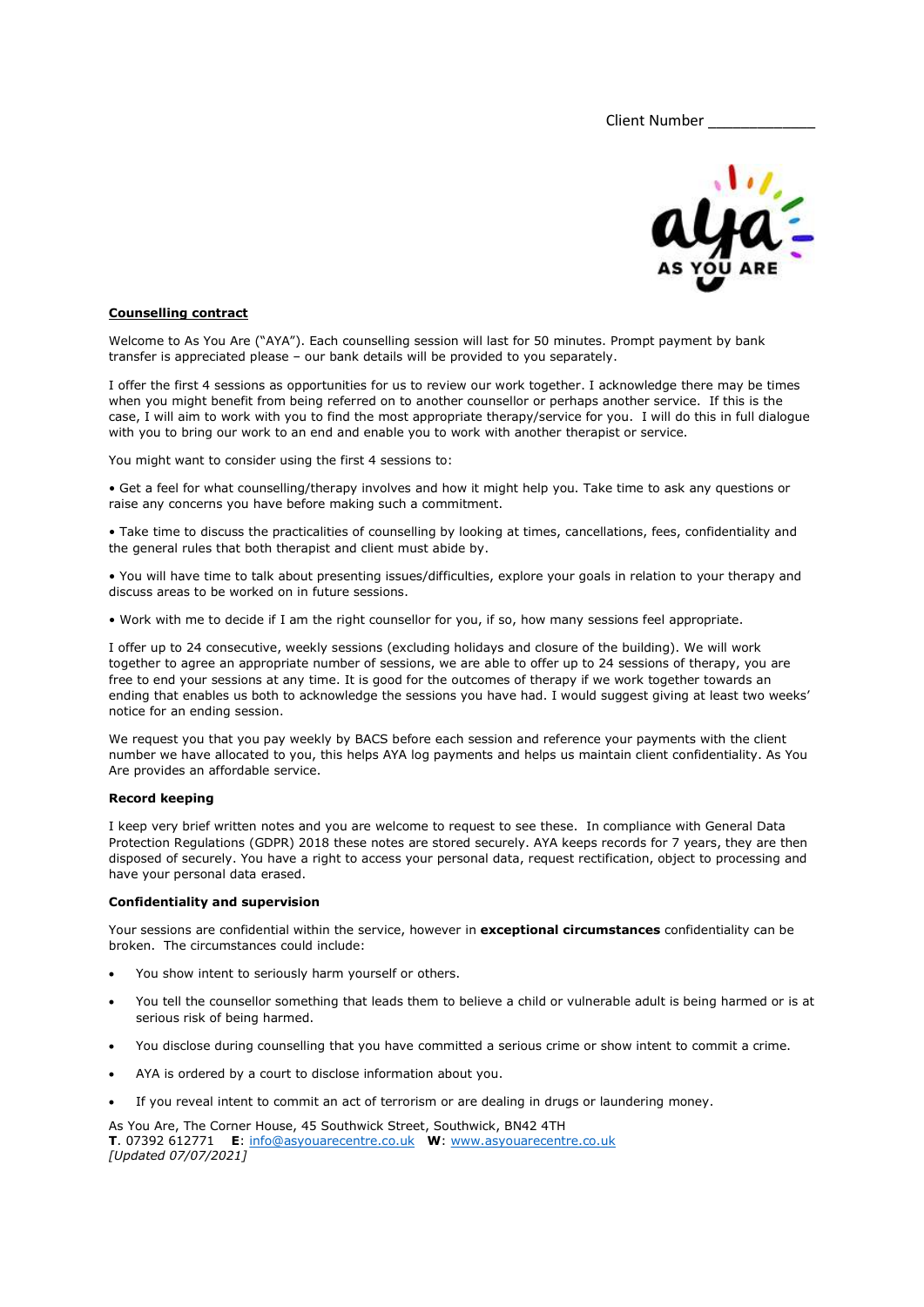Client Number \_\_\_\_\_\_\_\_\_\_\_\_\_

AS YOU ARE

**Counselling contract**

Welcome to As You Are ("AYA"). Each counselling session will last for 50 minutes. Prompt payment by bank transfer is appreciated please – our bank details will be provided to you separately.

I offer the first 4 sessions as opportunities for us to review our work together. I acknowledge there may be times when you might benefit from being referred on to another counsellor or perhaps another service. If this is the case, I will aim to work with you to find the most appropriate therapy/service for you. I will do this in full dialogue with you to bring our work to an end and enable you to work with another therapist or service.

You might want to consider using the first 4 sessions to:

• Get a feel for what counselling/therapy involves and how it might help you. Take time to ask any questions or raise any concerns you have before making such a commitment.

• Take time to discuss the practicalities of counselling by looking at times, cancellations, fees, confidentiality and the general rules that both therapist and client must abide by.

• You will have time to talk about presenting issues/difficulties, explore your goals in relation to your therapy and discuss areas to be worked on in future sessions.

• Work with me to decide if I am the right counsellor for you, if so, how many sessions feel appropriate.

I offer up to 24 consecutive, weekly sessions (excluding holidays and closure of the building). We will work together to agree an appropriate number of sessions, we are able to offer up to 24 sessions of therapy, you are free to end your sessions at any time. It is good for the outcomes of therapy if we work together towards an ending that enables us both to acknowledge the sessions you have had. I would suggest giving at least two weeks' notice for an ending session.

We request you that you pay weekly by BACS before each session and reference your payments with the client number we have allocated to you, this helps AYA log payments and helps us maintain client confidentiality. As You Are provides an affordable service.

**Record keeping**

I keep very brief written notes and you are welcome to request to see these. In compliance with General Data Protection Regulations (GDPR) 2018 these notes are stored securely. AYA keeps records for 7 years, they are then disposed of securely. You have a right to access your personal data, request rectification, object to processing and have your personal data erased.

**Confidentiality and supervision**

Your sessions are confidential within the service, however in **exceptional circumstances** confidentiality can be broken. The circumstances could include:

- You show intent to seriously harm yourself or others.
- You tell the counsellor something that leads them to believe a child or vulnerable adult is being harmed or is at serious risk of being harmed.
- You disclose during counselling that you have committed a serious crime or show intent to commit a crime.
- AYA is ordered by a court to disclose information about you.
- If you reveal intent to commit an act of terrorism or are dealing in drugs or laundering money.

As You Are, The Corner House, 45 Southwick Street, Southwick, BN42 4TH
**T**. 07392 612771 **E**: info@asyouarecentre.co.uk **W**: www.asyouarecentre.co.uk
*[Updated 07/07/2021]*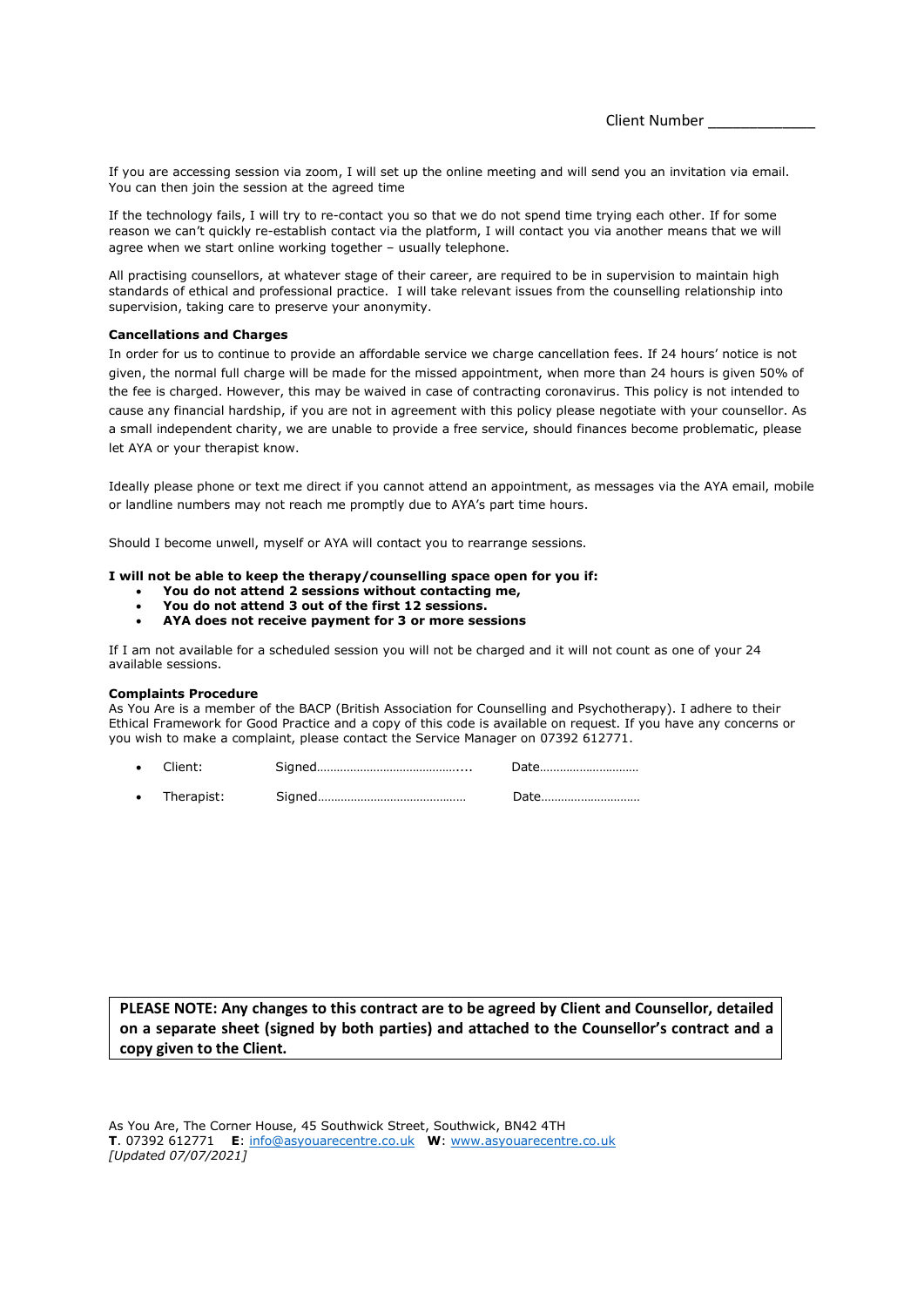Client Number \_\_\_\_\_\_\_\_\_\_\_\_

If you are accessing session via zoom, I will set up the online meeting and will send you an invitation via email. You can then join the session at the agreed time

If the technology fails, I will try to re-contact you so that we do not spend time trying each other. If for some reason we can't quickly re-establish contact via the platform, I will contact you via another means that we will agree when we start online working together – usually telephone.

All practising counsellors, at whatever stage of their career, are required to be in supervision to maintain high standards of ethical and professional practice. I will take relevant issues from the counselling relationship into supervision, taking care to preserve your anonymity.

**Cancellations and Charges**

In order for us to continue to provide an affordable service we charge cancellation fees. If 24 hours' notice is not given, the normal full charge will be made for the missed appointment, when more than 24 hours is given 50% of the fee is charged. However, this may be waived in case of contracting coronavirus. This policy is not intended to cause any financial hardship, if you are not in agreement with this policy please negotiate with your counsellor. As a small independent charity, we are unable to provide a free service, should finances become problematic, please let AYA or your therapist know.

Ideally please phone or text me direct if you cannot attend an appointment, as messages via the AYA email, mobile or landline numbers may not reach me promptly due to AYA's part time hours.

Should I become unwell, myself or AYA will contact you to rearrange sessions.

**I will not be able to keep the therapy/counselling space open for you if:**

- **You do not attend 2 sessions without contacting me,**
- **You do not attend 3 out of the first 12 sessions.**
- **AYA does not receive payment for 3 or more sessions**

If I am not available for a scheduled session you will not be charged and it will not count as one of your 24 available sessions.

**Complaints Procedure**

As You Are is a member of the BACP (British Association for Counselling and Psychotherapy). I adhere to their Ethical Framework for Good Practice and a copy of this code is available on request. If you have any concerns or you wish to make a complaint, please contact the Service Manager on 07392 612771.

- Client: Signed…………………………………….... Date…………………………
- Therapist: Signed……………………………………… Date…………………………

**PLEASE NOTE: Any changes to this contract are to be agreed by Client and Counsellor, detailed on a separate sheet (signed by both parties) and attached to the Counsellor's contract and a copy given to the Client.**

As You Are, The Corner House, 45 Southwick Street, Southwick, BN42 4TH
**T**. 07392 612771 **E**: info@asyouarecentre.co.uk **W**: www.asyouarecentre.co.uk
*[Updated 07/07/2021]*